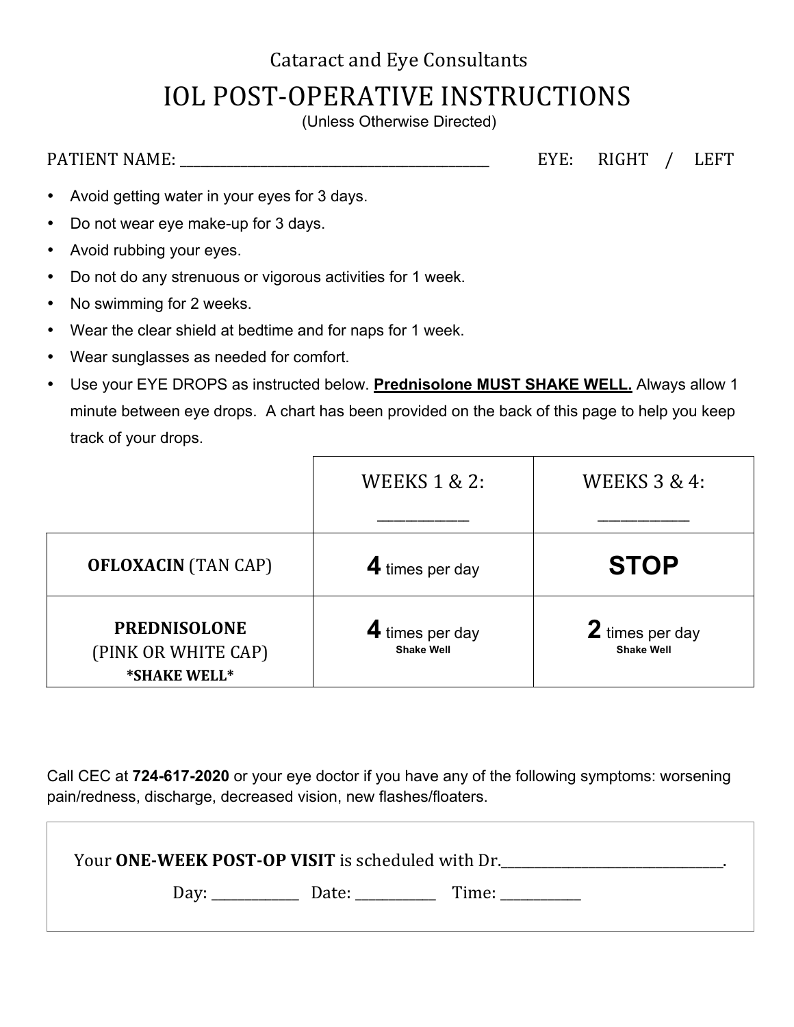Cataract and Eye Consultants

# IOL POST-OPERATIVE INSTRUCTIONS

(Unless Otherwise Directed)

PATIENT NAME: ________________________________________ EYE: RIGHT / LEFT

- Avoid getting water in your eyes for 3 days.
- Do not wear eye make-up for 3 days.
- Avoid rubbing your eyes.
- Do not do any strenuous or vigorous activities for 1 week.
- No swimming for 2 weeks.
- Wear the clear shield at bedtime and for naps for 1 week.
- Wear sunglasses as needed for comfort.
- Use your EYE DROPS as instructed below. **<u>Prednisolone MUST SHAKE WELL.</u>** Always allow 1 minute between eye drops. A chart has been provided on the back of this page to help you keep track of your drops.

| | WEEKS 1 & 2: __________ | WEEKS 3 & 4: __________ |
|---|---|---|
| **OFLOXACIN** (TAN CAP) | **4** times per day | **STOP** |
| **PREDNISOLONE** (PINK OR WHITE CAP) **\*SHAKE WELL\*** | **4** times per day **Shake Well** | **2** times per day **Shake Well** |

Call CEC at **724-617-2020** or your eye doctor if you have any of the following symptoms: worsening pain/redness, discharge, decreased vision, new flashes/floaters.

Your **ONE-WEEK POST-OP VISIT** is scheduled with Dr.______________________________.

Day: ___________ Date: __________ Time: __________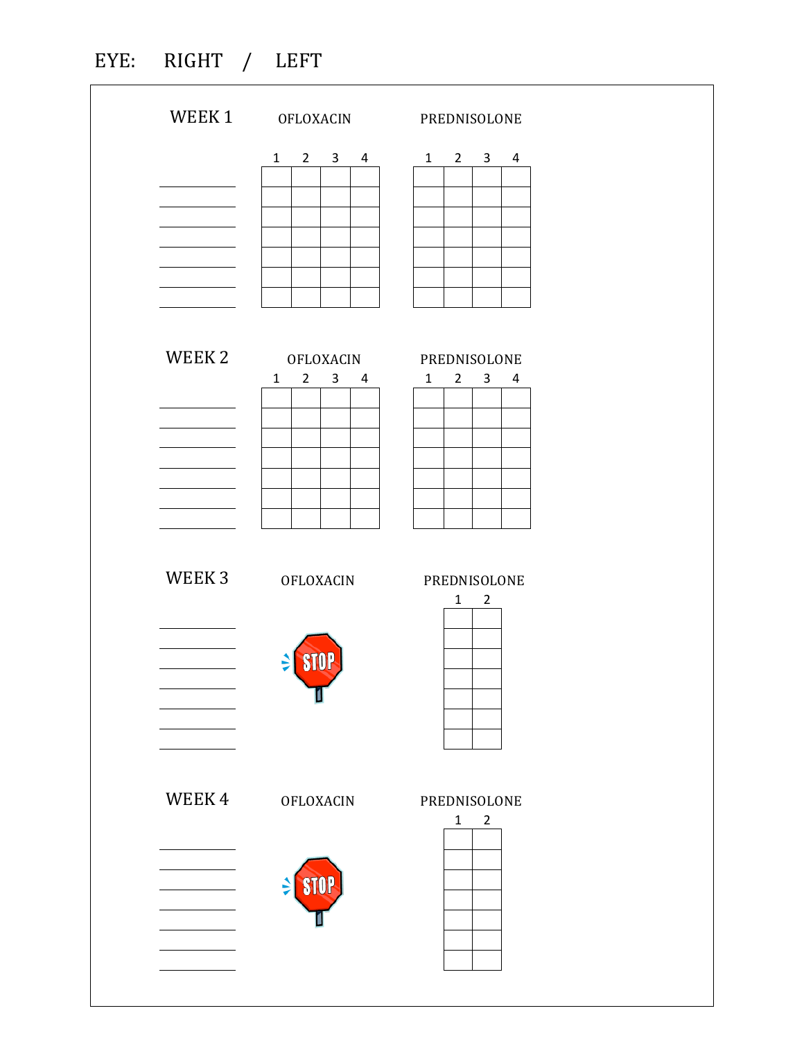EYE: RIGHT / LEFT

## WEEK 1

| Date | OFLOXACIN 1 | OFLOXACIN 2 | OFLOXACIN 3 | OFLOXACIN 4 | PREDNISOLONE 1 | PREDNISOLONE 2 | PREDNISOLONE 3 | PREDNISOLONE 4 |
|---|---|---|---|---|---|---|---|---|
| | | | | | | | | |
| | | | | | | | | |
| | | | | | | | | |
| | | | | | | | | |
| | | | | | | | | |
| | | | | | | | | |
| | | | | | | | | |

## WEEK 2

| Date | OFLOXACIN 1 | OFLOXACIN 2 | OFLOXACIN 3 | OFLOXACIN 4 | PREDNISOLONE 1 | PREDNISOLONE 2 | PREDNISOLONE 3 | PREDNISOLONE 4 |
|---|---|---|---|---|---|---|---|---|
| | | | | | | | | |
| | | | | | | | | |
| | | | | | | | | |
| | | | | | | | | |
| | | | | | | | | |
| | | | | | | | | |
| | | | | | | | | |

## WEEK 3

OFLOXACIN: STOP

| Date | PREDNISOLONE 1 | PREDNISOLONE 2 |
|---|---|---|
| | | |
| | | |
| | | |
| | | |
| | | |
| | | |
| | | |

## WEEK 4

OFLOXACIN: STOP

| Date | PREDNISOLONE 1 | PREDNISOLONE 2 |
|---|---|---|
| | | |
| | | |
| | | |
| | | |
| | | |
| | | |
| | | |